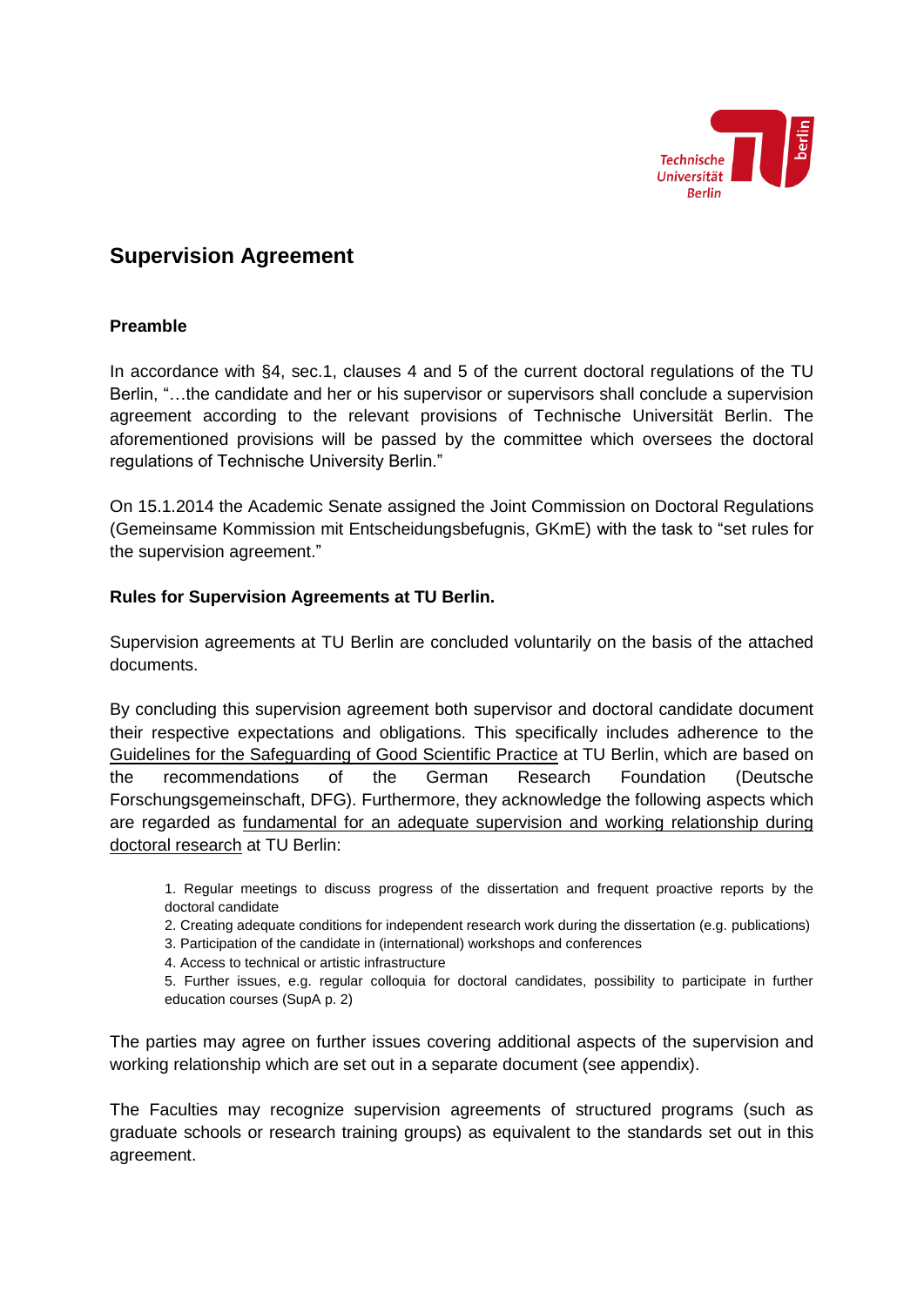## Supervision Agreement

### Preamble

In accordance with §4, sec.1, clauses 4 and 5 of the current doctoral regulations of the TU Berlin, "…the candidate and her or his supervisor or supervisors shall conclude a supervision agreement according to the relevant provisions of Technische Universität Berlin. The aforementioned provisions will be passed by the committee which oversees the doctoral regulations of Technische University Berlin."

On 15.1.2014 the Academic Senate assigned the Joint Commission on Doctoral Regulations (Gemeinsame Kommission mit Entscheidungsbefugnis, GKmE) with the task to "set rules for the supervision agreement."

### Rules for Supervision Agreements at TU Berlin.

Supervision agreements at TU Berlin are concluded voluntarily on the basis of the attached documents.

By concluding this supervision agreement both supervisor and doctoral candidate document their respective expectations and obligations. This specifically includes adherence to the Guidelines for the Safeguarding of Good Scientific Practice at TU Berlin, which are based on the recommendations of the German Research Foundation (Deutsche Forschungsgemeinschaft, DFG). Furthermore, they acknowledge the following aspects which are regarded as fundamental for an adequate supervision and working relationship during doctoral research at TU Berlin:

1. Regular meetings to discuss progress of the dissertation and frequent proactive reports by the doctoral candidate
2. Creating adequate conditions for independent research work during the dissertation (e.g. publications)
3. Participation of the candidate in (international) workshops and conferences
4. Access to technical or artistic infrastructure
5. Further issues, e.g. regular colloquia for doctoral candidates, possibility to participate in further education courses (SupA p. 2)

The parties may agree on further issues covering additional aspects of the supervision and working relationship which are set out in a separate document (see appendix).

The Faculties may recognize supervision agreements of structured programs (such as graduate schools or research training groups) as equivalent to the standards set out in this agreement.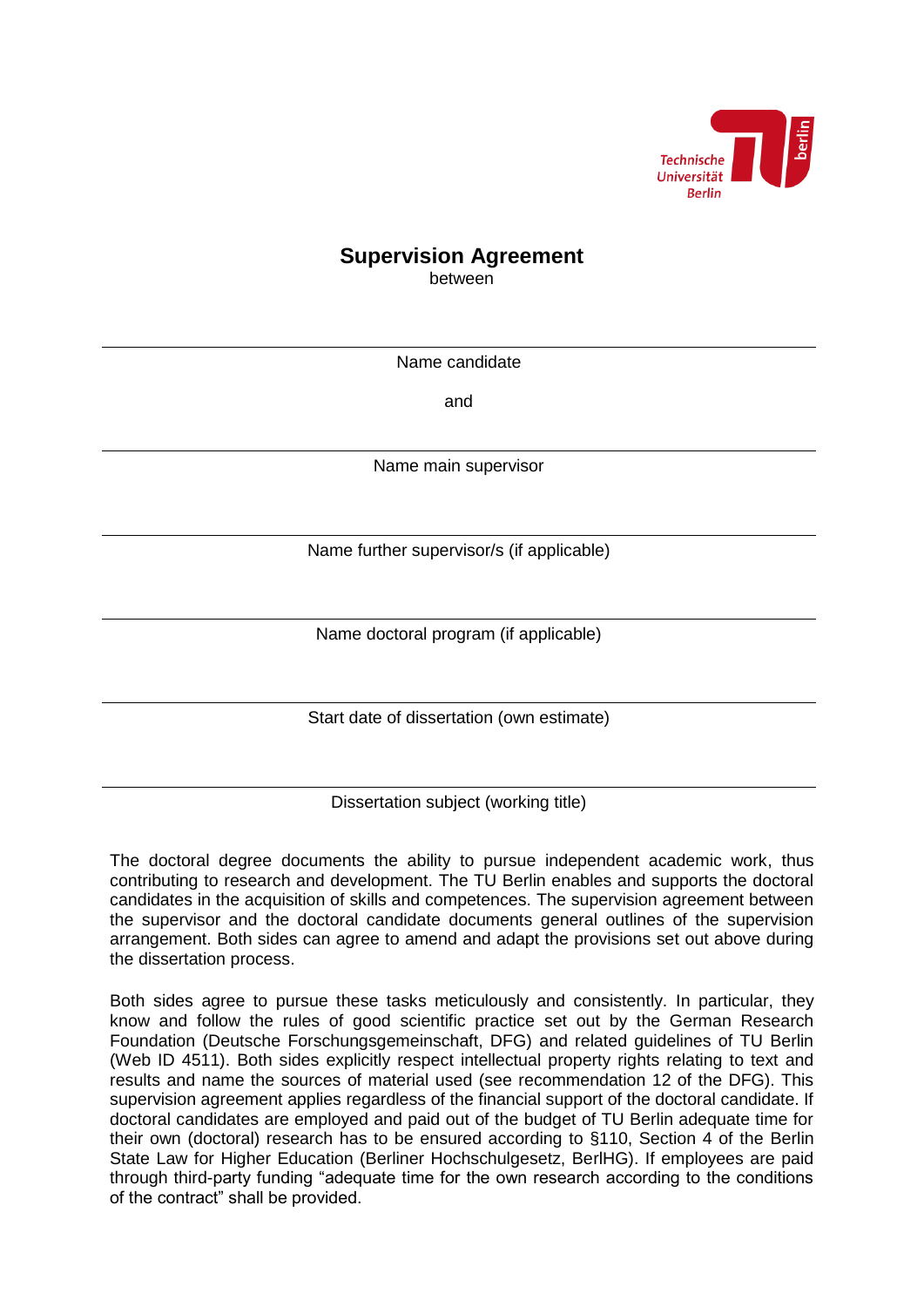# Supervision Agreement

between

---

Name candidate

and

---

Name main supervisor

---

Name further supervisor/s (if applicable)

---

Name doctoral program (if applicable)

---

Start date of dissertation (own estimate)

---

Dissertation subject (working title)

The doctoral degree documents the ability to pursue independent academic work, thus contributing to research and development. The TU Berlin enables and supports the doctoral candidates in the acquisition of skills and competences. The supervision agreement between the supervisor and the doctoral candidate documents general outlines of the supervision arrangement. Both sides can agree to amend and adapt the provisions set out above during the dissertation process.

Both sides agree to pursue these tasks meticulously and consistently. In particular, they know and follow the rules of good scientific practice set out by the German Research Foundation (Deutsche Forschungsgemeinschaft, DFG) and related guidelines of TU Berlin (Web ID 4511). Both sides explicitly respect intellectual property rights relating to text and results and name the sources of material used (see recommendation 12 of the DFG). This supervision agreement applies regardless of the financial support of the doctoral candidate. If doctoral candidates are employed and paid out of the budget of TU Berlin adequate time for their own (doctoral) research has to be ensured according to §110, Section 4 of the Berlin State Law for Higher Education (Berliner Hochschulgesetz, BerlHG). If employees are paid through third-party funding "adequate time for the own research according to the conditions of the contract" shall be provided.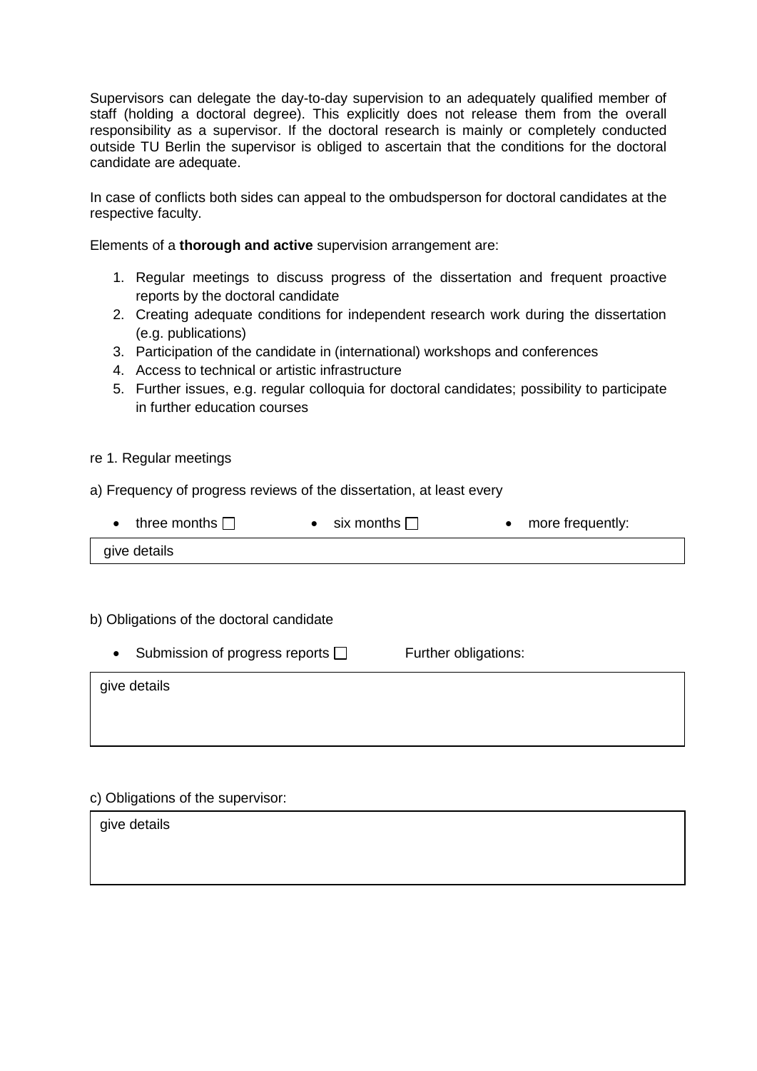Supervisors can delegate the day-to-day supervision to an adequately qualified member of staff (holding a doctoral degree). This explicitly does not release them from the overall responsibility as a supervisor. If the doctoral research is mainly or completely conducted outside TU Berlin the supervisor is obliged to ascertain that the conditions for the doctoral candidate are adequate.

In case of conflicts both sides can appeal to the ombudsperson for doctoral candidates at the respective faculty.

Elements of a **thorough and active** supervision arrangement are:

1. Regular meetings to discuss progress of the dissertation and frequent proactive reports by the doctoral candidate
2. Creating adequate conditions for independent research work during the dissertation (e.g. publications)
3. Participation of the candidate in (international) workshops and conferences
4. Access to technical or artistic infrastructure
5. Further issues, e.g. regular colloquia for doctoral candidates; possibility to participate in further education courses

re 1. Regular meetings

a) Frequency of progress reviews of the dissertation, at least every

- three months ☐
- six months ☐
- more frequently:

| give details |
|---|

b) Obligations of the doctoral candidate

- Submission of progress reports ☐

Further obligations:

| give details |
|---|

c) Obligations of the supervisor:

| give details |
|---|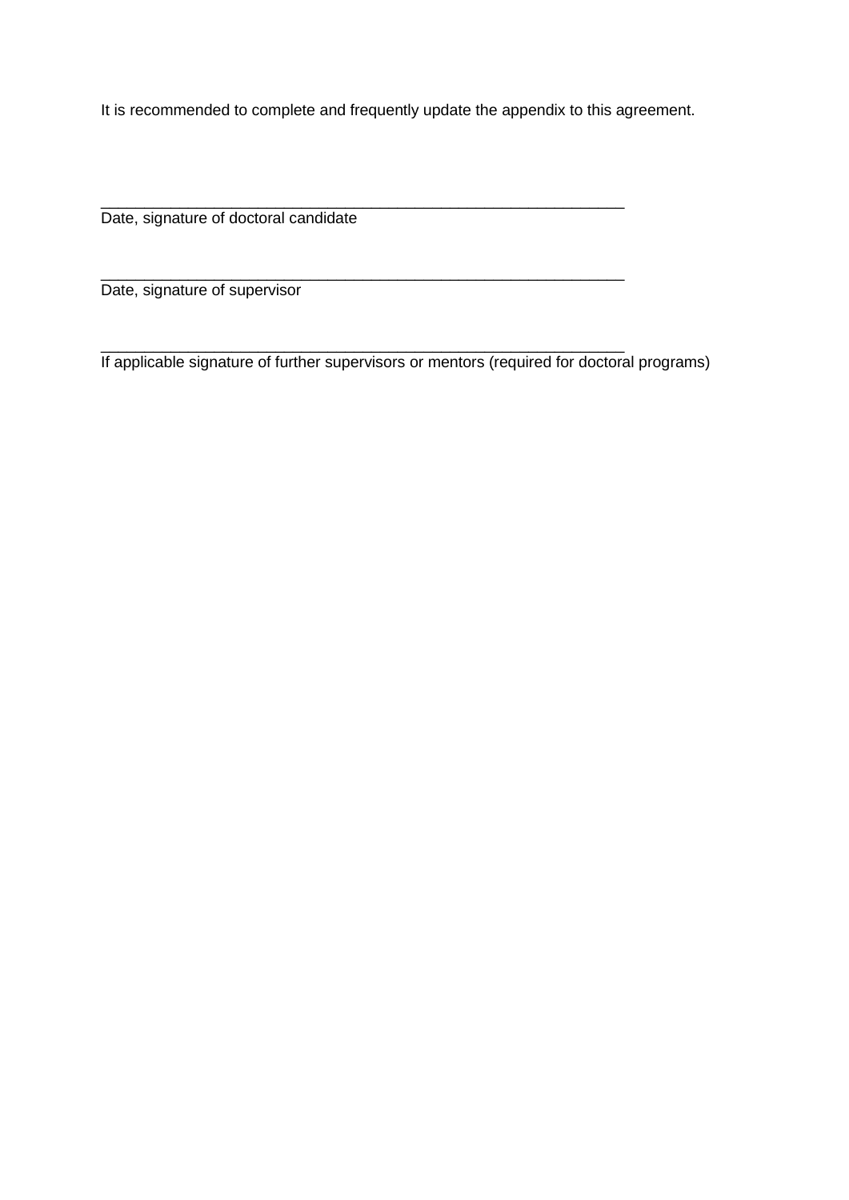It is recommended to complete and frequently update the appendix to this agreement.

_______________________________________________________________
Date, signature of doctoral candidate

_______________________________________________________________
Date, signature of supervisor

_______________________________________________________________
If applicable signature of further supervisors or mentors (required for doctoral programs)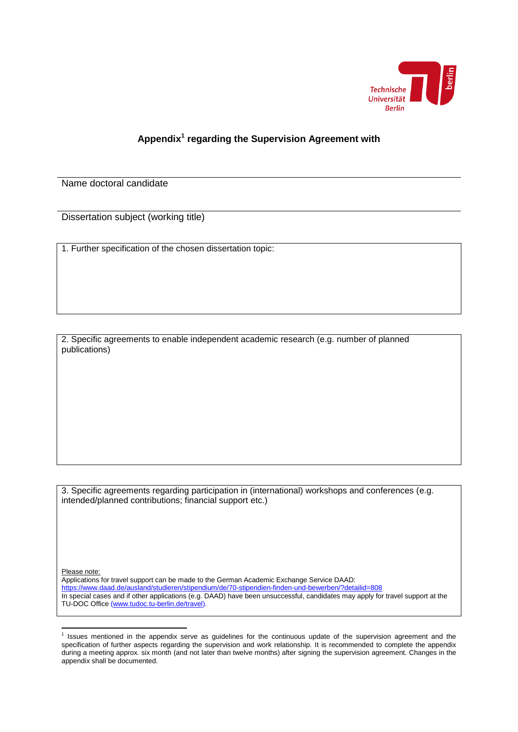## Appendix[1] regarding the Supervision Agreement with

Name doctoral candidate

Dissertation subject (working title)

1. Further specification of the chosen dissertation topic:

2. Specific agreements to enable independent academic research (e.g. number of planned publications)

3. Specific agreements regarding participation in (international) workshops and conferences (e.g. intended/planned contributions; financial support etc.)

Please note:
Applications for travel support can be made to the German Academic Exchange Service DAAD:
https://www.daad.de/ausland/studieren/stipendium/de/70-stipendien-finden-und-bewerben/?detailid=808
In special cases and if other applications (e.g. DAAD) have been unsuccessful, candidates may apply for travel support at the TU-DOC Office (www.tudoc.tu-berlin.de/travel).

[1] Issues mentioned in the appendix serve as guidelines for the continuous update of the supervision agreement and the specification of further aspects regarding the supervision and work relationship. It is recommended to complete the appendix during a meeting approx. six month (and not later than twelve months) after signing the supervision agreement. Changes in the appendix shall be documented.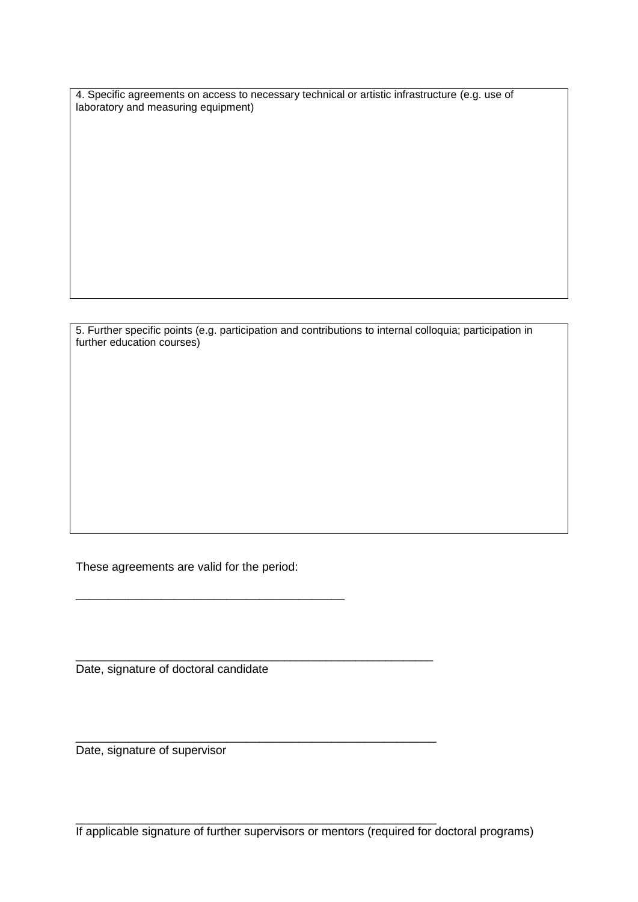| 4. Specific agreements on access to necessary technical or artistic infrastructure (e.g. use of laboratory and measuring equipment) |
| --- |
| |

| 5. Further specific points (e.g. participation and contributions to internal colloquia; participation in further education courses) |
| --- |
| |

These agreements are valid for the period:

\_\_\_\_\_\_\_\_\_\_\_\_\_\_\_\_\_\_\_\_\_\_\_\_\_\_\_\_\_\_\_\_\_\_\_\_\_\_\_\_\_\_

\_\_\_\_\_\_\_\_\_\_\_\_\_\_\_\_\_\_\_\_\_\_\_\_\_\_\_\_\_\_\_\_\_\_\_\_\_\_\_\_\_\_\_\_\_\_\_\_\_\_\_\_\_\_\_\_

Date, signature of doctoral candidate

\_\_\_\_\_\_\_\_\_\_\_\_\_\_\_\_\_\_\_\_\_\_\_\_\_\_\_\_\_\_\_\_\_\_\_\_\_\_\_\_\_\_\_\_\_\_\_\_\_\_\_\_\_\_\_\_

Date, signature of supervisor

\_\_\_\_\_\_\_\_\_\_\_\_\_\_\_\_\_\_\_\_\_\_\_\_\_\_\_\_\_\_\_\_\_\_\_\_\_\_\_\_\_\_\_\_\_\_\_\_\_\_\_\_\_\_\_\_

If applicable signature of further supervisors or mentors (required for doctoral programs)